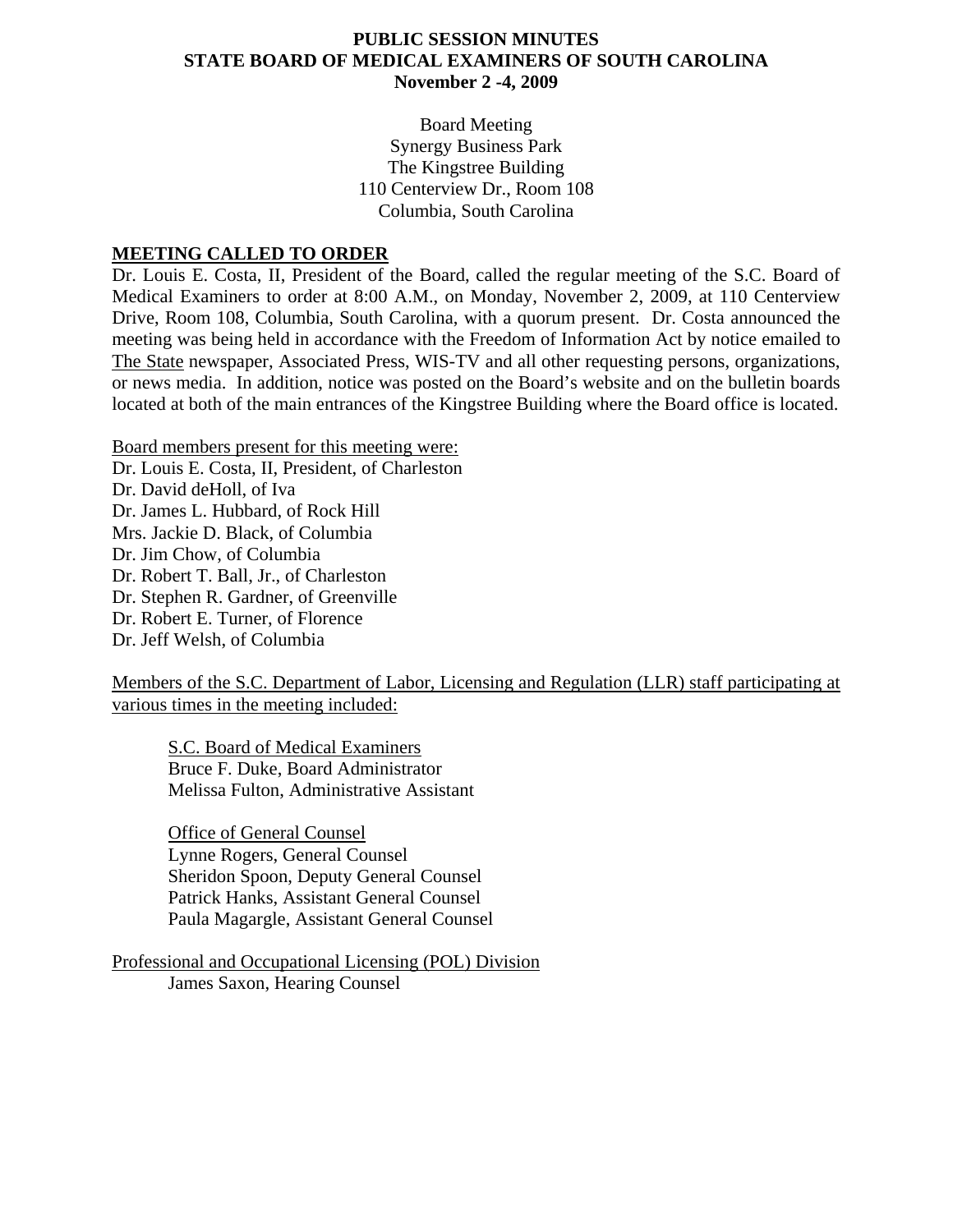# PUBLIC SESSION MINUTES
# STATE BOARD OF MEDICAL EXAMINERS OF SOUTH CAROLINA
# November 2 -4, 2009

Board Meeting
Synergy Business Park
The Kingstree Building
110 Centerview Dr., Room 108
Columbia, South Carolina

## MEETING CALLED TO ORDER

Dr. Louis E. Costa, II, President of the Board, called the regular meeting of the S.C. Board of Medical Examiners to order at 8:00 A.M., on Monday, November 2, 2009, at 110 Centerview Drive, Room 108, Columbia, South Carolina, with a quorum present. Dr. Costa announced the meeting was being held in accordance with the Freedom of Information Act by notice emailed to The State newspaper, Associated Press, WIS-TV and all other requesting persons, organizations, or news media. In addition, notice was posted on the Board's website and on the bulletin boards located at both of the main entrances of the Kingstree Building where the Board office is located.

Board members present for this meeting were:
Dr. Louis E. Costa, II, President, of Charleston
Dr. David deHoll, of Iva
Dr. James L. Hubbard, of Rock Hill
Mrs. Jackie D. Black, of Columbia
Dr. Jim Chow, of Columbia
Dr. Robert T. Ball, Jr., of Charleston
Dr. Stephen R. Gardner, of Greenville
Dr. Robert E. Turner, of Florence
Dr. Jeff Welsh, of Columbia

Members of the S.C. Department of Labor, Licensing and Regulation (LLR) staff participating at various times in the meeting included:

S.C. Board of Medical Examiners
Bruce F. Duke, Board Administrator
Melissa Fulton, Administrative Assistant

Office of General Counsel
Lynne Rogers, General Counsel
Sheridon Spoon, Deputy General Counsel
Patrick Hanks, Assistant General Counsel
Paula Magargle, Assistant General Counsel

Professional and Occupational Licensing (POL) Division
James Saxon, Hearing Counsel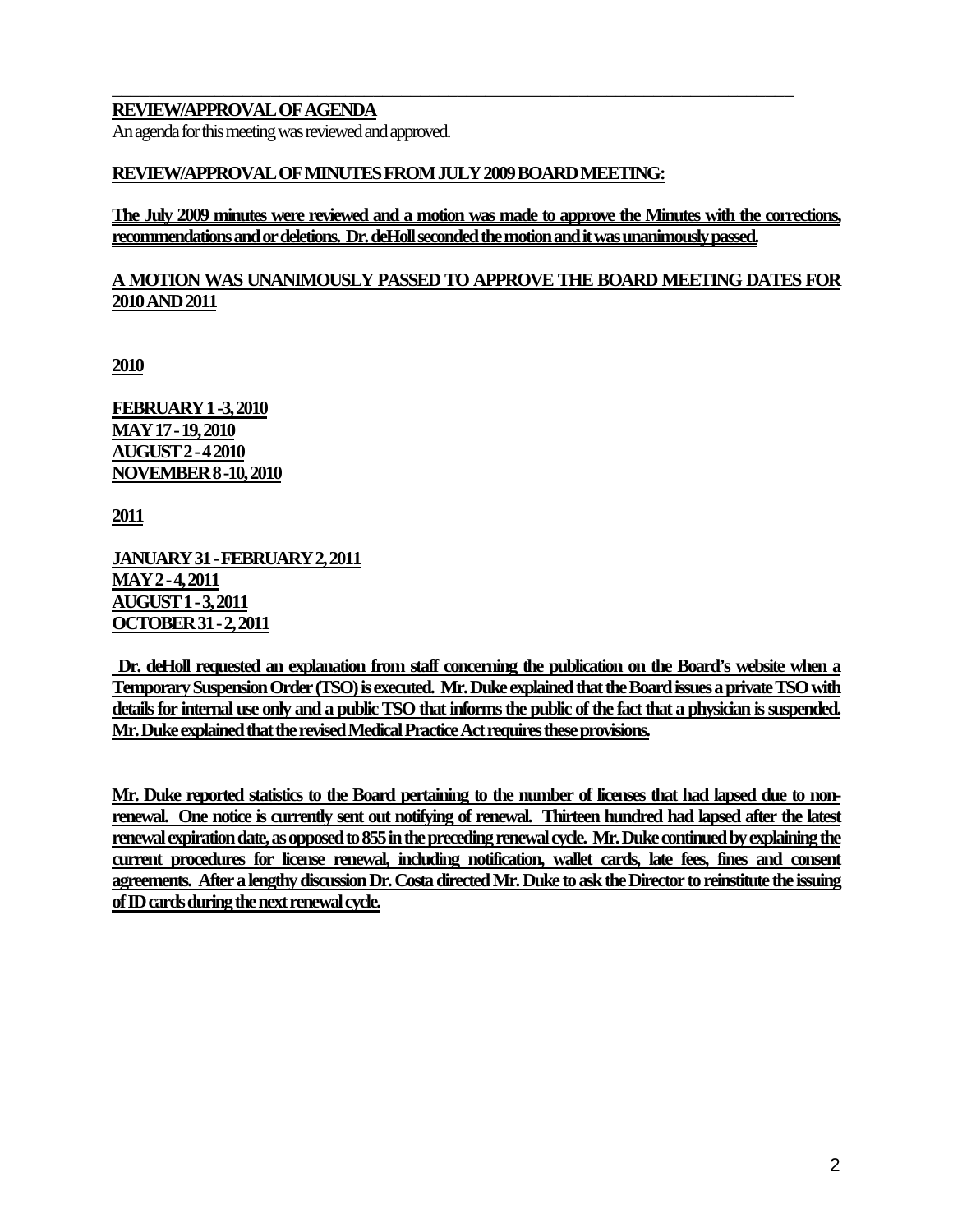**REVIEW/APPROVAL OF AGENDA**

An agenda for this meeting was reviewed and approved.

**REVIEW/APPROVAL OF MINUTES FROM JULY 2009 BOARD MEETING:**

**The July 2009 minutes were reviewed and a motion was made to approve the Minutes with the corrections, recommendations and or deletions. Dr. deHoll seconded the motion and it was unanimously passed.**

**A MOTION WAS UNANIMOUSLY PASSED TO APPROVE THE BOARD MEETING DATES FOR 2010 AND 2011**

**2010**

**FEBRUARY 1 -3, 2010**
**MAY 17 - 19, 2010**
**AUGUST 2 - 4 2010**
**NOVEMBER 8 -10, 2010**

**2011**

**JANUARY 31 - FEBRUARY 2, 2011**
**MAY 2 - 4, 2011**
**AUGUST 1 - 3, 2011**
**OCTOBER 31 - 2, 2011**

**Dr. deHoll requested an explanation from staff concerning the publication on the Board's website when a Temporary Suspension Order (TSO) is executed. Mr. Duke explained that the Board issues a private TSO with details for internal use only and a public TSO that informs the public of the fact that a physician is suspended. Mr. Duke explained that the revised Medical Practice Act requires these provisions.**

**Mr. Duke reported statistics to the Board pertaining to the number of licenses that had lapsed due to non-renewal. One notice is currently sent out notifying of renewal. Thirteen hundred had lapsed after the latest renewal expiration date, as opposed to 855 in the preceding renewal cycle. Mr. Duke continued by explaining the current procedures for license renewal, including notification, wallet cards, late fees, fines and consent agreements. After a lengthy discussion Dr. Costa directed Mr. Duke to ask the Director to reinstitute the issuing of ID cards during the next renewal cycle.**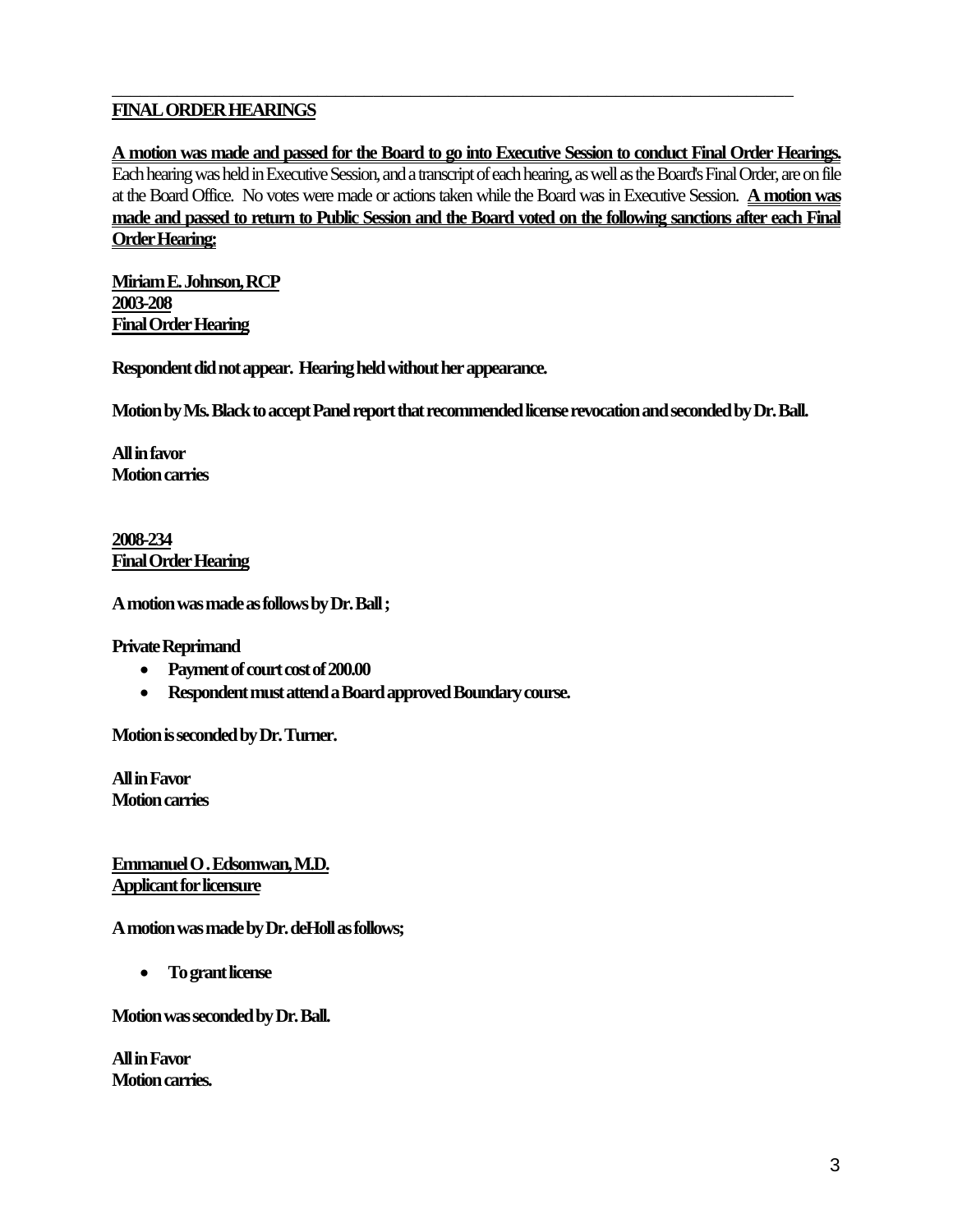**FINAL ORDER HEARINGS**

**A motion was made and passed for the Board to go into Executive Session to conduct Final Order Hearings.** Each hearing was held in Executive Session, and a transcript of each hearing, as well as the Board's Final Order, are on file at the Board Office. No votes were made or actions taken while the Board was in Executive Session. **A motion was made and passed to return to Public Session and the Board voted on the following sanctions after each Final Order Hearing:**

**Miriam E. Johnson, RCP**
**2003-208**
**Final Order Hearing**

**Respondent did not appear. Hearing held without her appearance.**

**Motion by Ms. Black to accept Panel report that recommended license revocation and seconded by Dr. Ball.**

**All in favor**
**Motion carries**

**2008-234**
**Final Order Hearing**

**A motion was made as follows by Dr. Ball ;**

**Private Reprimand**

- **Payment of court cost of 200.00**
- **Respondent must attend a Board approved Boundary course.**

**Motion is seconded by Dr. Turner.**

**All in Favor**
**Motion carries**

**Emmanuel O . Edsomwan, M.D.**
**Applicant for licensure**

**A motion was made by Dr. deHoll as follows;**

- **To grant license**

**Motion was seconded by Dr. Ball.**

**All in Favor**
**Motion carries.**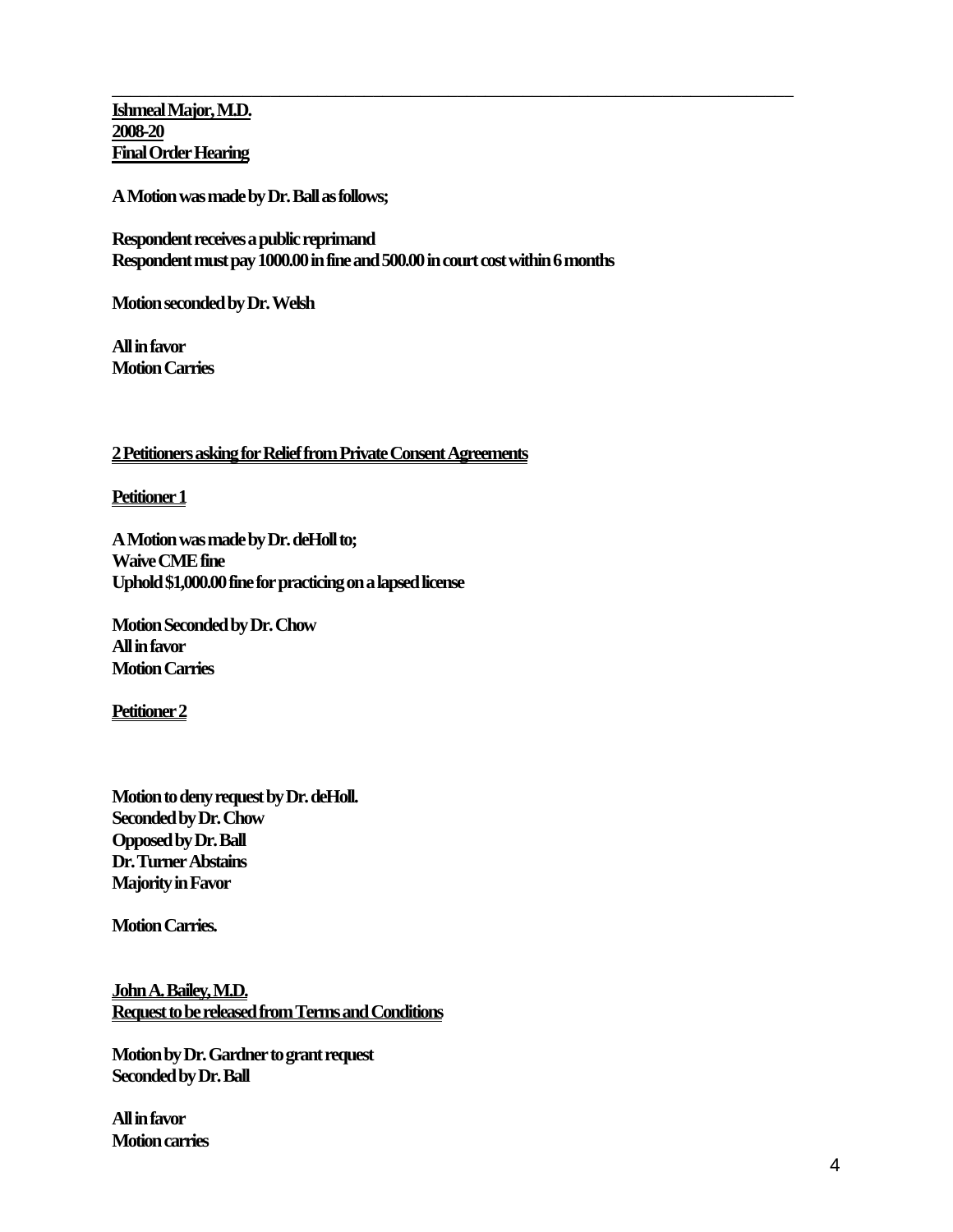**Ishmeal Major, M.D.**
**2008-20**
**Final Order Hearing**

**A Motion was made by Dr. Ball as follows;**

**Respondent receives a public reprimand**
**Respondent must pay 1000.00 in fine and 500.00 in court cost within 6 months**

**Motion seconded by Dr. Welsh**

**All in favor**
**Motion Carries**

**2 Petitioners asking for Relief from Private Consent Agreements**

**Petitioner 1**

**A Motion was made by Dr. deHoll to;**
**Waive CME fine**
**Uphold $1,000.00 fine for practicing on a lapsed license**

**Motion Seconded by Dr. Chow**
**All in favor**
**Motion Carries**

**Petitioner 2**

**Motion to deny request by Dr. deHoll.**
**Seconded by Dr. Chow**
**Opposed by Dr. Ball**
**Dr. Turner Abstains**
**Majority in Favor**

**Motion Carries.**

**John A. Bailey, M.D.**
**Request to be released from Terms and Conditions**

**Motion by Dr. Gardner to grant request**
**Seconded by Dr. Ball**

**All in favor**
**Motion carries**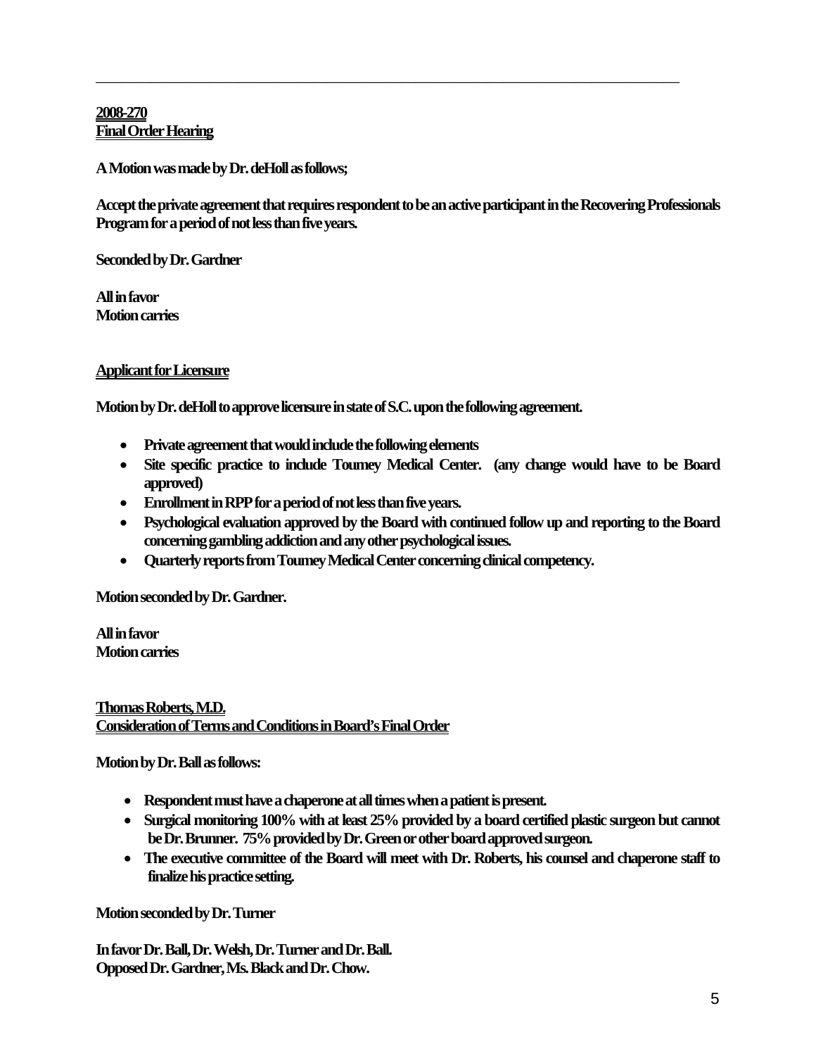---

**2008-270**
**Final Order Hearing**

**A Motion was made by Dr. deHoll as follows;**

**Accept the private agreement that requires respondent to be an active participant in the Recovering Professionals Program for a period of not less than five years.**

**Seconded by Dr. Gardner**

**All in favor**
**Motion carries**

**Applicant for Licensure**

**Motion by Dr. deHoll to approve licensure in state of S.C. upon the following agreement.**

- **Private agreement that would include the following elements**
- **Site specific practice to include Toumey Medical Center. (any change would have to be Board approved)**
- **Enrollment in RPP for a period of not less than five years.**
- **Psychological evaluation approved by the Board with continued follow up and reporting to the Board concerning gambling addiction and any other psychological issues.**
- **Quarterly reports from Toumey Medical Center concerning clinical competency.**

**Motion seconded by Dr. Gardner.**

**All in favor**
**Motion carries**

**Thomas Roberts, M.D.**
**Consideration of Terms and Conditions in Board's Final Order**

**Motion by Dr. Ball as follows:**

- **Respondent must have a chaperone at all times when a patient is present.**
- **Surgical monitoring 100% with at least 25% provided by a board certified plastic surgeon but cannot be Dr. Brunner. 75% provided by Dr. Green or other board approved surgeon.**
- **The executive committee of the Board will meet with Dr. Roberts, his counsel and chaperone staff to finalize his practice setting.**

**Motion seconded by Dr. Turner**

**In favor Dr. Ball, Dr. Welsh, Dr. Turner and Dr. Ball.**
**Opposed Dr. Gardner, Ms. Black and Dr. Chow.**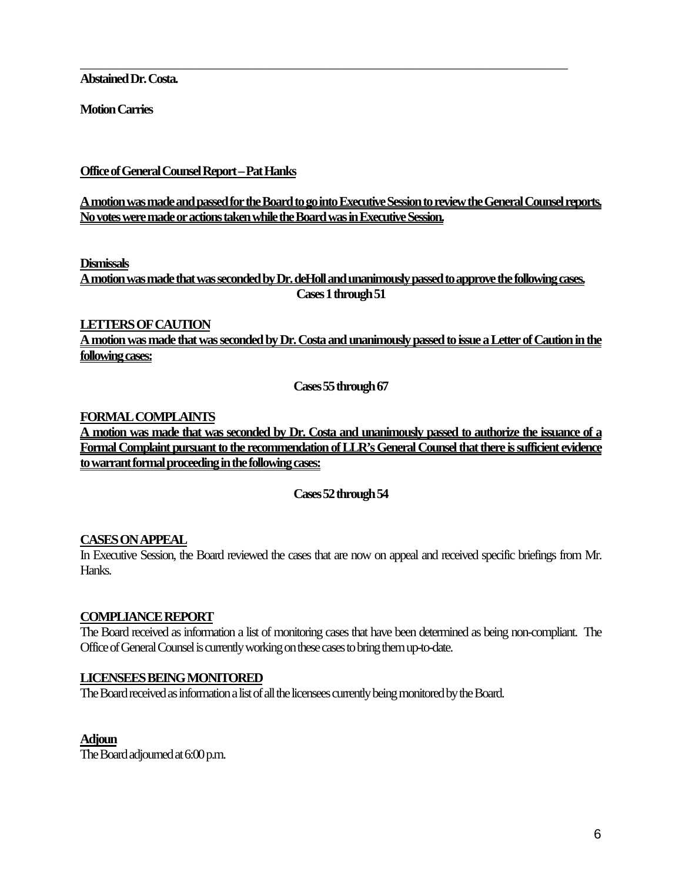**Abstained Dr. Costa.**

**Motion Carries**

**Office of General Counsel Report – Pat Hanks**

**A motion was made and passed for the Board to go into Executive Session to review the General Counsel reports. No votes were made or actions taken while the Board was in Executive Session.**

**Dismissals**

**A motion was made that was seconded by Dr. deHoll and unanimously passed to approve the following cases.**

**Cases 1 through 51**

**LETTERS OF CAUTION**

**A motion was made that was seconded by Dr. Costa and unanimously passed to issue a Letter of Caution in the following cases:**

**Cases 55 through 67**

**FORMAL COMPLAINTS**

**A motion was made that was seconded by Dr. Costa and unanimously passed to authorize the issuance of a Formal Complaint pursuant to the recommendation of LLR's General Counsel that there is sufficient evidence to warrant formal proceeding in the following cases:**

**Cases 52 through 54**

**CASES ON APPEAL**

In Executive Session, the Board reviewed the cases that are now on appeal and received specific briefings from Mr. Hanks.

**COMPLIANCE REPORT**

The Board received as information a list of monitoring cases that have been determined as being non-compliant. The Office of General Counsel is currently working on these cases to bring them up-to-date.

**LICENSEES BEING MONITORED**

The Board received as information a list of all the licensees currently being monitored by the Board.

**Adjoun**

The Board adjourned at 6:00 p.m.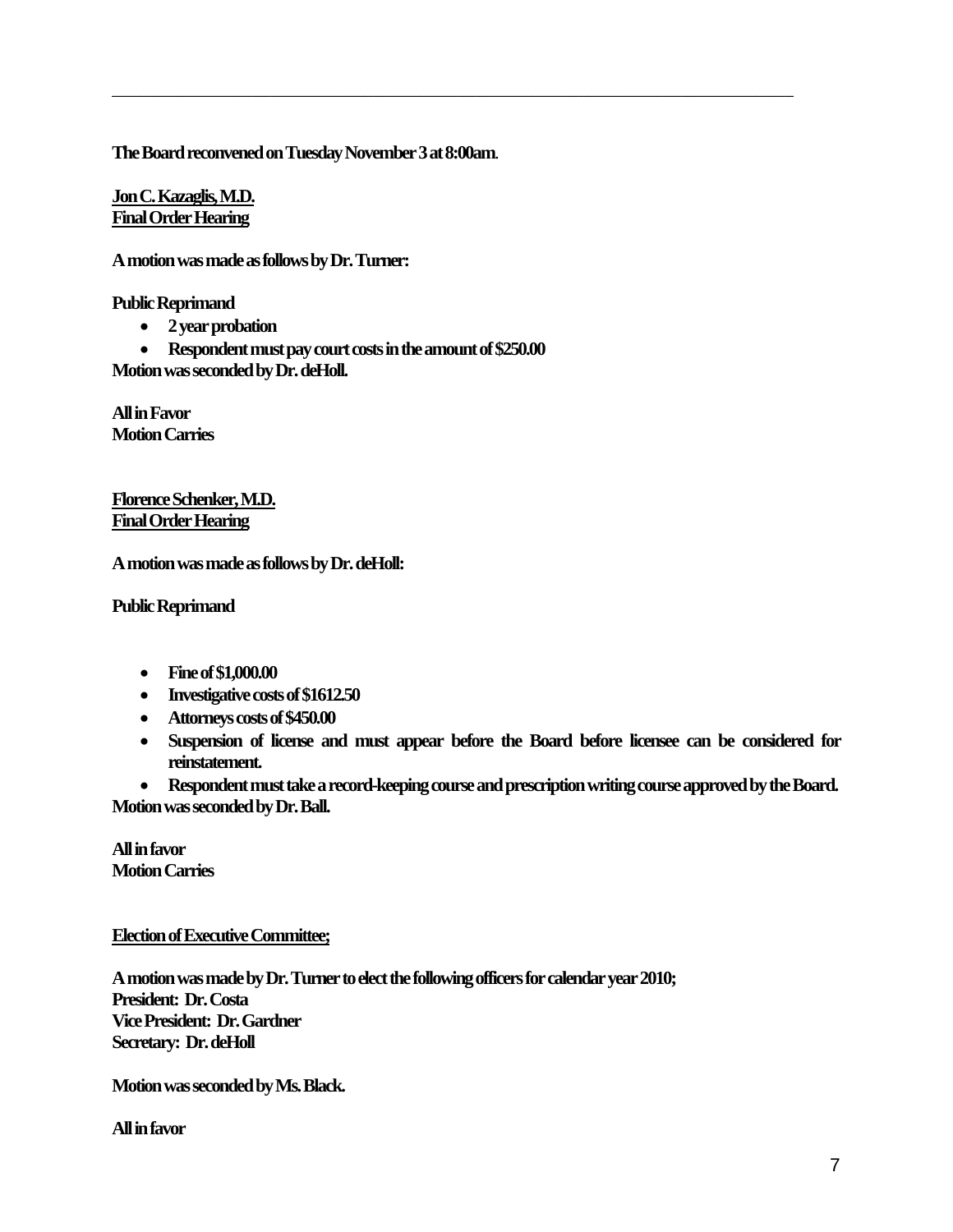---

**The Board reconvened on Tuesday November 3 at 8:00am**.

**Jon C. Kazaglis, M.D.**
**Final Order Hearing**

**A motion was made as follows by Dr. Turner:**

**Public Reprimand**

- **2 year probation**
- **Respondent must pay court costs in the amount of $250.00**

**Motion was seconded by Dr. deHoll.**

**All in Favor**
**Motion Carries**

**Florence Schenker, M.D.**
**Final Order Hearing**

**A motion was made as follows by Dr. deHoll:**

**Public Reprimand**

- **Fine of $1,000.00**
- **Investigative costs of $1612.50**
- **Attorneys costs of $450.00**
- **Suspension of license and must appear before the Board before licensee can be considered for reinstatement.**
- **Respondent must take a record-keeping course and prescription writing course approved by the Board.**

**Motion was seconded by Dr. Ball.**

**All in favor**
**Motion Carries**

**Election of Executive Committee;**

**A motion was made by Dr. Turner to elect the following officers for calendar year 2010;**
**President: Dr. Costa**
**Vice President: Dr. Gardner**
**Secretary: Dr. deHoll**

**Motion was seconded by Ms. Black.**

**All in favor**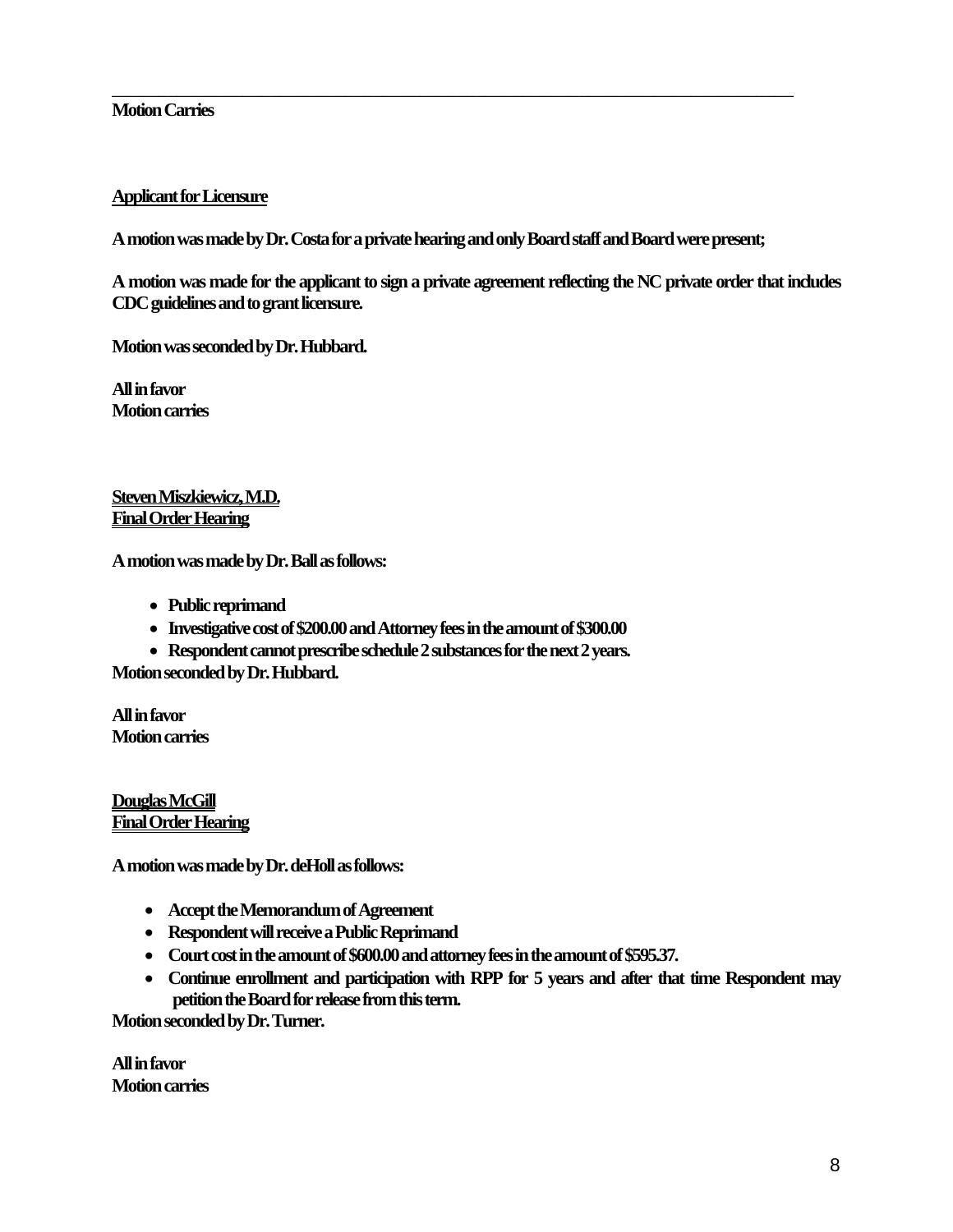---

**Motion Carries**

**Applicant for Licensure**

**A motion was made by Dr. Costa for a private hearing and only Board staff and Board were present;**

**A motion was made for the applicant to sign a private agreement reflecting the NC private order that includes CDC guidelines and to grant licensure.**

**Motion was seconded by Dr. Hubbard.**

**All in favor**
**Motion carries**

**Steven Miszkiewicz, M.D.**
**Final Order Hearing**

**A motion was made by Dr. Ball as follows:**

- **Public reprimand**
- **Investigative cost of $200.00 and Attorney fees in the amount of $300.00**
- **Respondent cannot prescribe schedule 2 substances for the next 2 years.**

**Motion seconded by Dr. Hubbard.**

**All in favor**
**Motion carries**

**Douglas McGill**
**Final Order Hearing**

**A motion was made by Dr. deHoll as follows:**

- **Accept the Memorandum of Agreement**
- **Respondent will receive a Public Reprimand**
- **Court cost in the amount of $600.00 and attorney fees in the amount of $595.37.**
- **Continue enrollment and participation with RPP for 5 years and after that time Respondent may petition the Board for release from this term.**

**Motion seconded by Dr. Turner.**

**All in favor**
**Motion carries**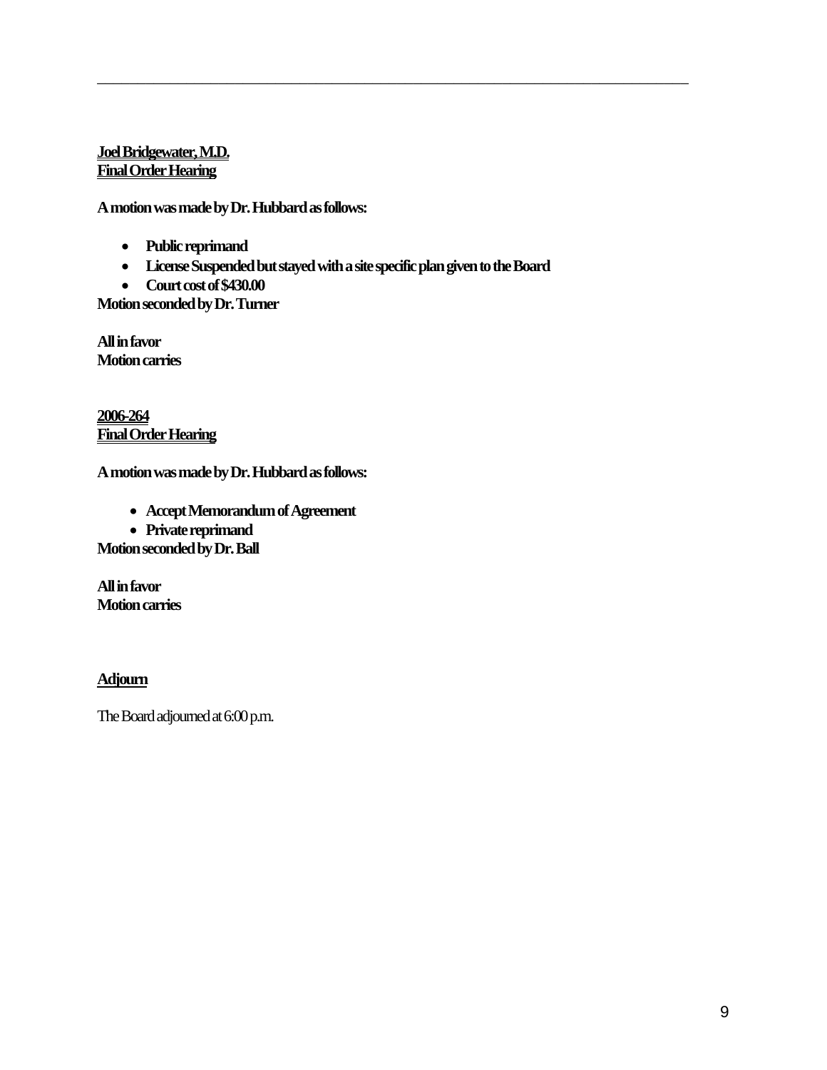---

**Joel Bridgewater, M.D.**
**Final Order Hearing**

**A motion was made by Dr. Hubbard as follows:**

- **Public reprimand**
- **License Suspended but stayed with a site specific plan given to the Board**
- **Court cost of $430.00**

**Motion seconded by Dr. Turner**

**All in favor**
**Motion carries**

**2006-264**
**Final Order Hearing**

**A motion was made by Dr. Hubbard as follows:**

- **Accept Memorandum of Agreement**
- **Private reprimand**

**Motion seconded by Dr. Ball**

**All in favor**
**Motion carries**

**Adjourn**

The Board adjourned at 6:00 p.m.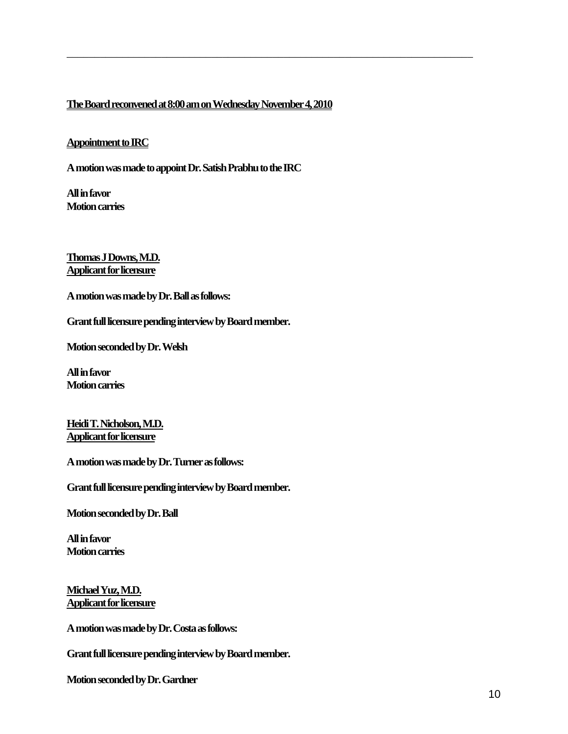---

**The Board reconvened at 8:00 am on Wednesday November 4, 2010**

**Appointment to IRC**

**A motion was made to appoint Dr. Satish Prabhu to the IRC**

**All in favor**
**Motion carries**

**Thomas J Downs, M.D.**
**Applicant for licensure**

**A motion was made by Dr. Ball as follows:**

**Grant full licensure pending interview by Board member.**

**Motion seconded by Dr. Welsh**

**All in favor**
**Motion carries**

**Heidi T. Nicholson, M.D.**
**Applicant for licensure**

**A motion was made by Dr. Turner as follows:**

**Grant full licensure pending interview by Board member.**

**Motion seconded by Dr. Ball**

**All in favor**
**Motion carries**

**Michael Yuz, M.D.**
**Applicant for licensure**

**A motion was made by Dr. Costa as follows:**

**Grant full licensure pending interview by Board member.**

**Motion seconded by Dr. Gardner**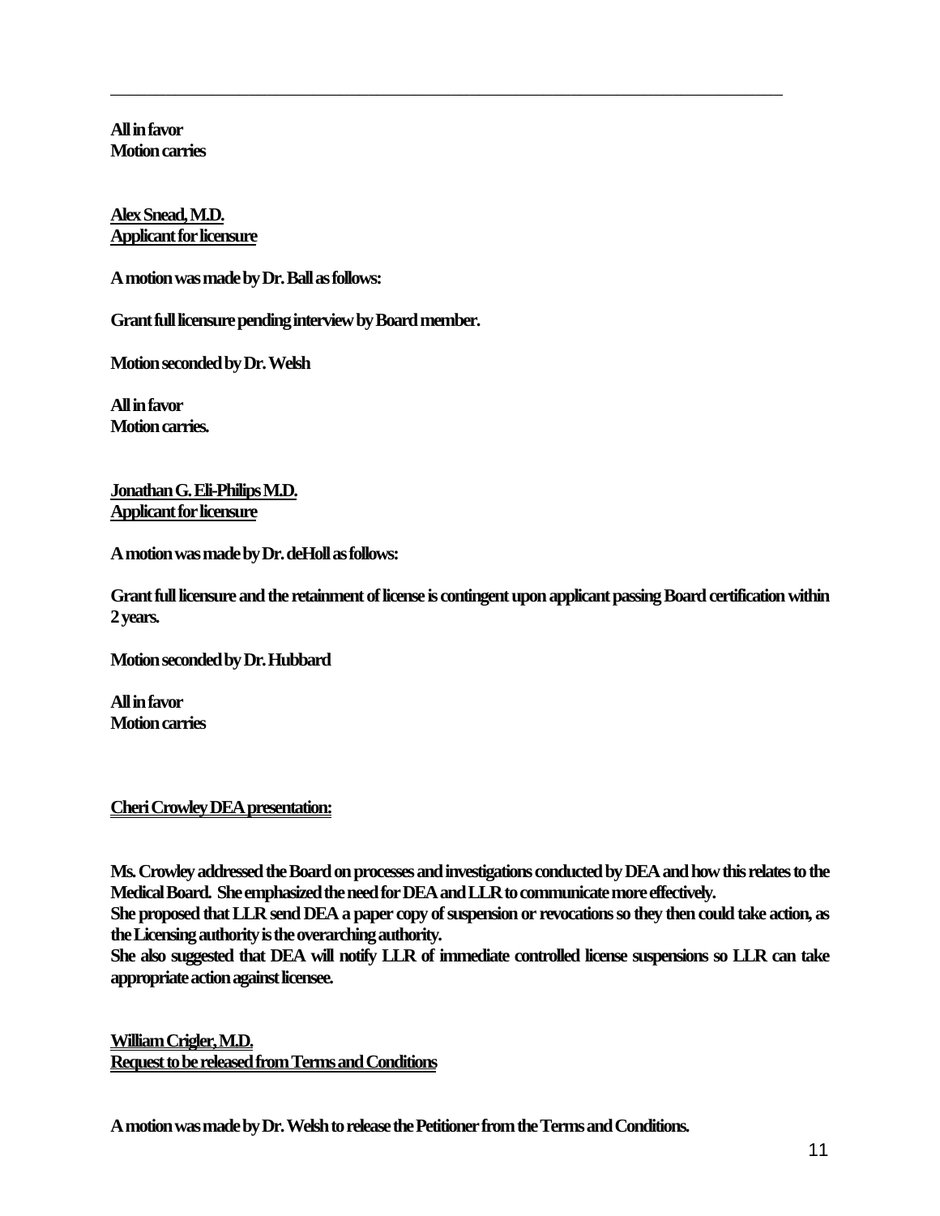---

**All in favor**
**Motion carries**

**Alex Snead, M.D.**
**Applicant for licensure**

**A motion was made by Dr. Ball as follows:**

**Grant full licensure pending interview by Board member.**

**Motion seconded by Dr. Welsh**

**All in favor**
**Motion carries.**

**Jonathan G. Eli-Philips M.D.**
**Applicant for licensure**

**A motion was made by Dr. deHoll as follows:**

**Grant full licensure and the retainment of license is contingent upon applicant passing Board certification within 2 years.**

**Motion seconded by Dr. Hubbard**

**All in favor**
**Motion carries**

**Cheri Crowley DEA presentation:**

**Ms. Crowley addressed the Board on processes and investigations conducted by DEA and how this relates to the Medical Board. She emphasized the need for DEA and LLR to communicate more effectively.**
**She proposed that LLR send DEA a paper copy of suspension or revocations so they then could take action, as the Licensing authority is the overarching authority.**
**She also suggested that DEA will notify LLR of immediate controlled license suspensions so LLR can take appropriate action against licensee.**

**William Crigler, M.D.**
**Request to be released from Terms and Conditions**

**A motion was made by Dr. Welsh to release the Petitioner from the Terms and Conditions.**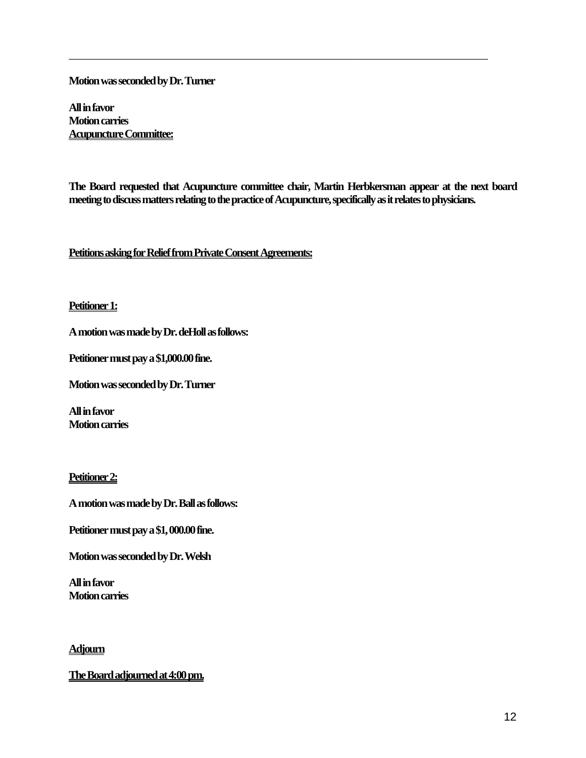---

**Motion was seconded by Dr. Turner**

**All in favor**
**Motion carries**
**Acupuncture Committee:**

**The Board requested that Acupuncture committee chair, Martin Herbkersman appear at the next board meeting to discuss matters relating to the practice of Acupuncture, specifically as it relates to physicians.**

**Petitions asking for Relief from Private Consent Agreements:**

**Petitioner 1:**

**A motion was made by Dr. deHoll as follows:**

**Petitioner must pay a $1,000.00 fine.**

**Motion was seconded by Dr. Turner**

**All in favor**
**Motion carries**

**Petitioner 2:**

**A motion was made by Dr. Ball as follows:**

**Petitioner must pay a $1, 000.00 fine.**

**Motion was seconded by Dr. Welsh**

**All in favor**
**Motion carries**

**Adjourn**

**The Board adjourned at 4:00 pm.**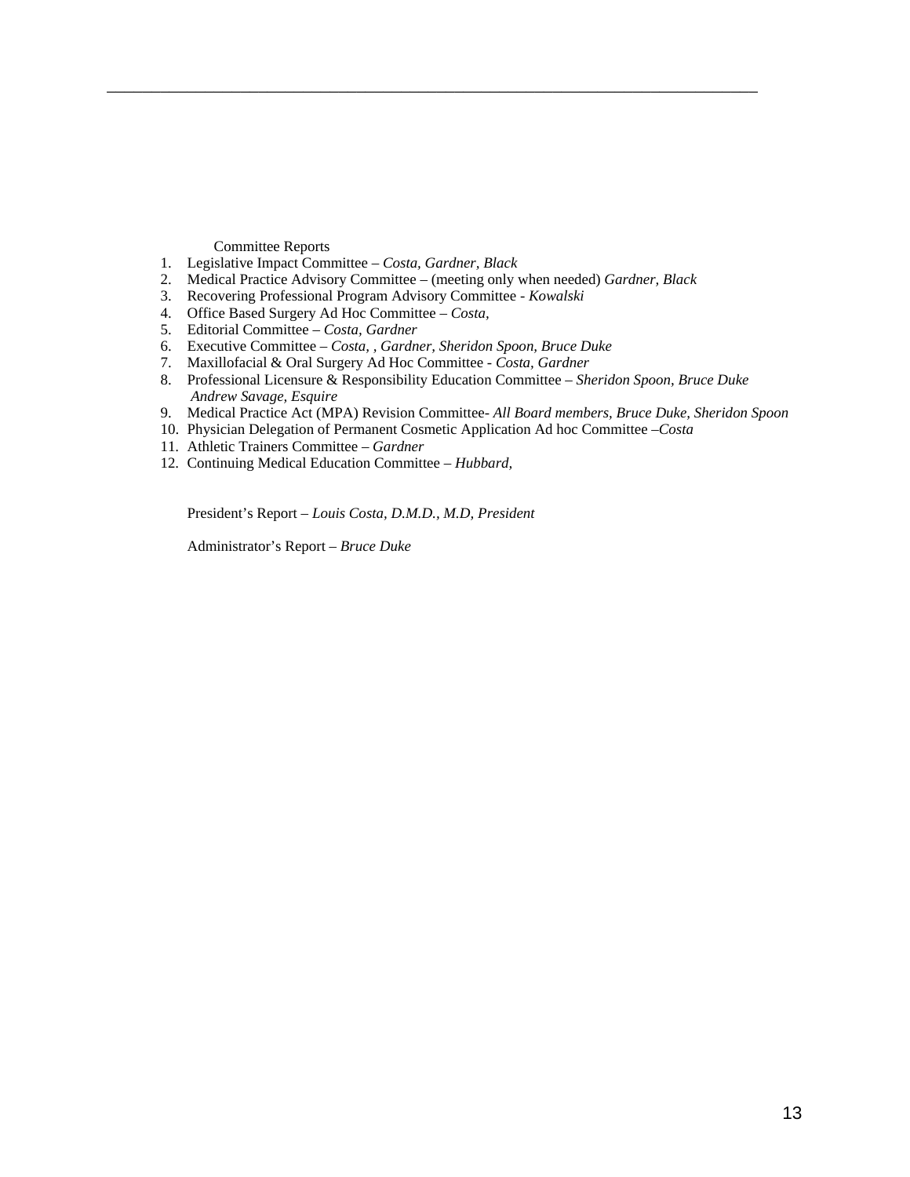Committee Reports

1. Legislative Impact Committee – *Costa, Gardner, Black*
2. Medical Practice Advisory Committee – (meeting only when needed) *Gardner, Black*
3. Recovering Professional Program Advisory Committee - *Kowalski*
4. Office Based Surgery Ad Hoc Committee – *Costa,*
5. Editorial Committee – *Costa, Gardner*
6. Executive Committee – *Costa, , Gardner, Sheridon Spoon, Bruce Duke*
7. Maxillofacial & Oral Surgery Ad Hoc Committee - *Costa, Gardner*
8. Professional Licensure & Responsibility Education Committee – *Sheridon Spoon, Bruce Duke Andrew Savage, Esquire*
9. Medical Practice Act (MPA) Revision Committee- *All Board members, Bruce Duke, Sheridon Spoon*
10. Physician Delegation of Permanent Cosmetic Application Ad hoc Committee –*Costa*
11. Athletic Trainers Committee – *Gardner*
12. Continuing Medical Education Committee – *Hubbard,*

President's Report – *Louis Costa, D.M.D., M.D, President*

Administrator's Report – *Bruce Duke*